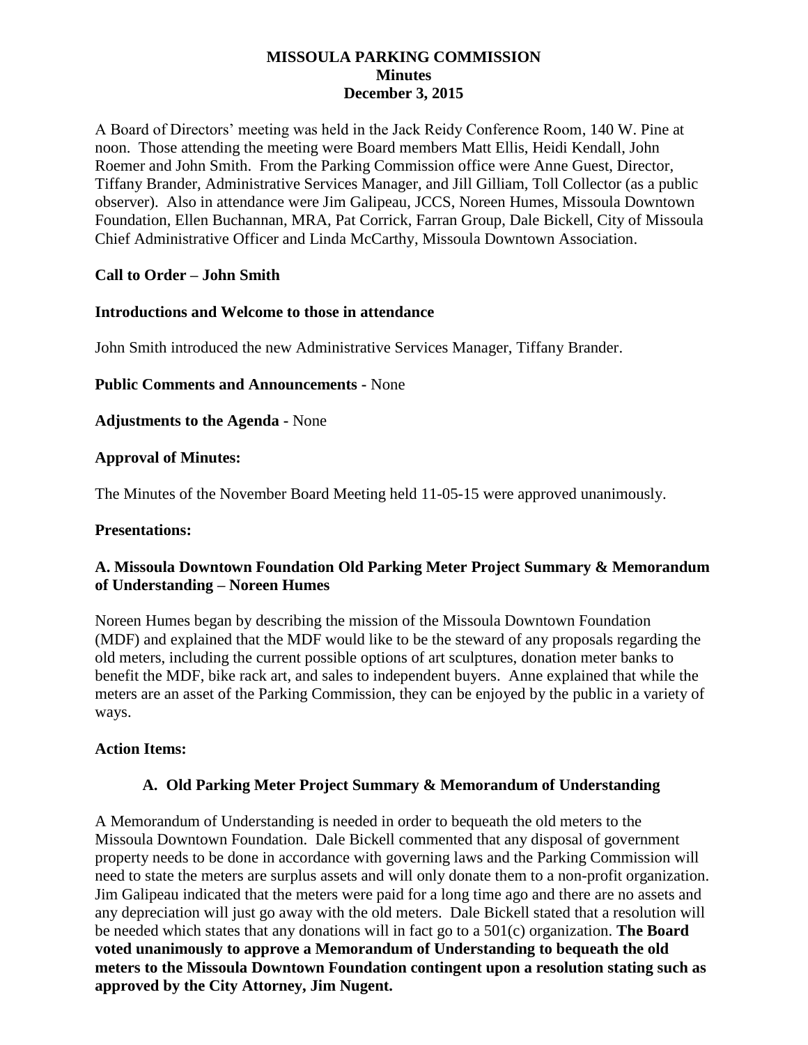# MISSOULA PARKING COMMISSION
## Minutes
## December 3, 2015

A Board of Directors' meeting was held in the Jack Reidy Conference Room, 140 W. Pine at noon. Those attending the meeting were Board members Matt Ellis, Heidi Kendall, John Roemer and John Smith. From the Parking Commission office were Anne Guest, Director, Tiffany Brander, Administrative Services Manager, and Jill Gilliam, Toll Collector (as a public observer). Also in attendance were Jim Galipeau, JCCS, Noreen Humes, Missoula Downtown Foundation, Ellen Buchannan, MRA, Pat Corrick, Farran Group, Dale Bickell, City of Missoula Chief Administrative Officer and Linda McCarthy, Missoula Downtown Association.

**Call to Order – John Smith**

**Introductions and Welcome to those in attendance**

John Smith introduced the new Administrative Services Manager, Tiffany Brander.

**Public Comments and Announcements -** None

**Adjustments to the Agenda -** None

**Approval of Minutes:**

The Minutes of the November Board Meeting held 11-05-15 were approved unanimously.

**Presentations:**

**A. Missoula Downtown Foundation Old Parking Meter Project Summary & Memorandum of Understanding – Noreen Humes**

Noreen Humes began by describing the mission of the Missoula Downtown Foundation (MDF) and explained that the MDF would like to be the steward of any proposals regarding the old meters, including the current possible options of art sculptures, donation meter banks to benefit the MDF, bike rack art, and sales to independent buyers. Anne explained that while the meters are an asset of the Parking Commission, they can be enjoyed by the public in a variety of ways.

**Action Items:**

**A. Old Parking Meter Project Summary & Memorandum of Understanding**

A Memorandum of Understanding is needed in order to bequeath the old meters to the Missoula Downtown Foundation. Dale Bickell commented that any disposal of government property needs to be done in accordance with governing laws and the Parking Commission will need to state the meters are surplus assets and will only donate them to a non-profit organization. Jim Galipeau indicated that the meters were paid for a long time ago and there are no assets and any depreciation will just go away with the old meters. Dale Bickell stated that a resolution will be needed which states that any donations will in fact go to a 501(c) organization. **The Board voted unanimously to approve a Memorandum of Understanding to bequeath the old meters to the Missoula Downtown Foundation contingent upon a resolution stating such as approved by the City Attorney, Jim Nugent.**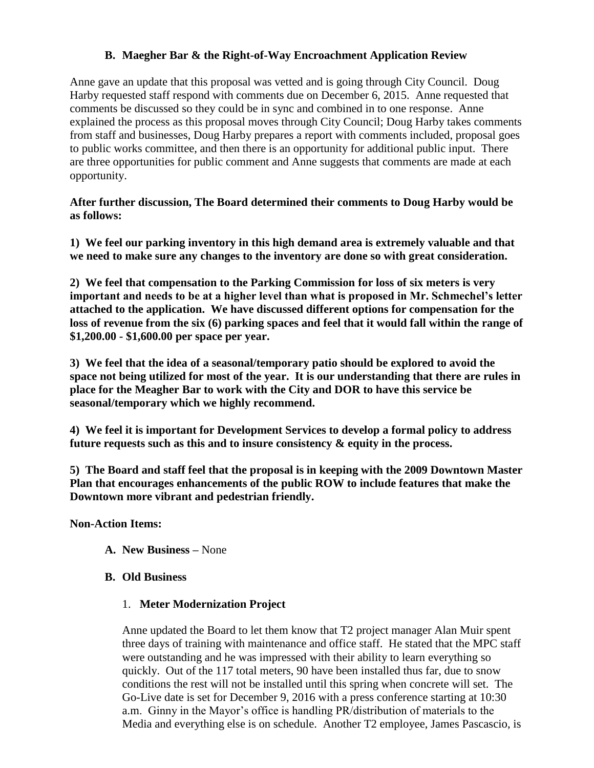**B. Maegher Bar & the Right-of-Way Encroachment Application Review**

Anne gave an update that this proposal was vetted and is going through City Council. Doug Harby requested staff respond with comments due on December 6, 2015. Anne requested that comments be discussed so they could be in sync and combined in to one response. Anne explained the process as this proposal moves through City Council; Doug Harby takes comments from staff and businesses, Doug Harby prepares a report with comments included, proposal goes to public works committee, and then there is an opportunity for additional public input. There are three opportunities for public comment and Anne suggests that comments are made at each opportunity.

**After further discussion, The Board determined their comments to Doug Harby would be as follows:**

**1) We feel our parking inventory in this high demand area is extremely valuable and that we need to make sure any changes to the inventory are done so with great consideration.**

**2) We feel that compensation to the Parking Commission for loss of six meters is very important and needs to be at a higher level than what is proposed in Mr. Schmechel's letter attached to the application. We have discussed different options for compensation for the loss of revenue from the six (6) parking spaces and feel that it would fall within the range of $1,200.00 - $1,600.00 per space per year.**

**3) We feel that the idea of a seasonal/temporary patio should be explored to avoid the space not being utilized for most of the year. It is our understanding that there are rules in place for the Meagher Bar to work with the City and DOR to have this service be seasonal/temporary which we highly recommend.**

**4) We feel it is important for Development Services to develop a formal policy to address future requests such as this and to insure consistency & equity in the process.**

**5) The Board and staff feel that the proposal is in keeping with the 2009 Downtown Master Plan that encourages enhancements of the public ROW to include features that make the Downtown more vibrant and pedestrian friendly.**

**Non-Action Items:**

**A. New Business –** None

**B. Old Business**

1. **Meter Modernization Project**

   Anne updated the Board to let them know that T2 project manager Alan Muir spent three days of training with maintenance and office staff. He stated that the MPC staff were outstanding and he was impressed with their ability to learn everything so quickly. Out of the 117 total meters, 90 have been installed thus far, due to snow conditions the rest will not be installed until this spring when concrete will set. The Go-Live date is set for December 9, 2016 with a press conference starting at 10:30 a.m. Ginny in the Mayor's office is handling PR/distribution of materials to the Media and everything else is on schedule. Another T2 employee, James Pascascio, is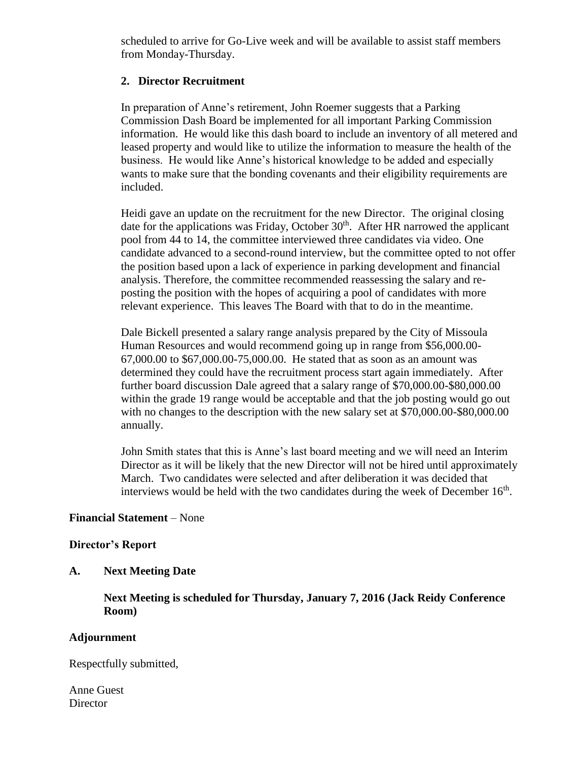scheduled to arrive for Go-Live week and will be available to assist staff members from Monday-Thursday.

**2. Director Recruitment**

In preparation of Anne's retirement, John Roemer suggests that a Parking Commission Dash Board be implemented for all important Parking Commission information. He would like this dash board to include an inventory of all metered and leased property and would like to utilize the information to measure the health of the business. He would like Anne's historical knowledge to be added and especially wants to make sure that the bonding covenants and their eligibility requirements are included.

Heidi gave an update on the recruitment for the new Director. The original closing date for the applications was Friday, October 30th. After HR narrowed the applicant pool from 44 to 14, the committee interviewed three candidates via video. One candidate advanced to a second-round interview, but the committee opted to not offer the position based upon a lack of experience in parking development and financial analysis. Therefore, the committee recommended reassessing the salary and re-posting the position with the hopes of acquiring a pool of candidates with more relevant experience. This leaves The Board with that to do in the meantime.

Dale Bickell presented a salary range analysis prepared by the City of Missoula Human Resources and would recommend going up in range from $56,000.00-67,000.00 to $67,000.00-75,000.00. He stated that as soon as an amount was determined they could have the recruitment process start again immediately. After further board discussion Dale agreed that a salary range of $70,000.00-$80,000.00 within the grade 19 range would be acceptable and that the job posting would go out with no changes to the description with the new salary set at $70,000.00-$80,000.00 annually.

John Smith states that this is Anne's last board meeting and we will need an Interim Director as it will be likely that the new Director will not be hired until approximately March. Two candidates were selected and after deliberation it was decided that interviews would be held with the two candidates during the week of December 16th.

**Financial Statement** – None

**Director's Report**

**A. Next Meeting Date**

**Next Meeting is scheduled for Thursday, January 7, 2016 (Jack Reidy Conference Room)**

**Adjournment**

Respectfully submitted,

Anne Guest
Director